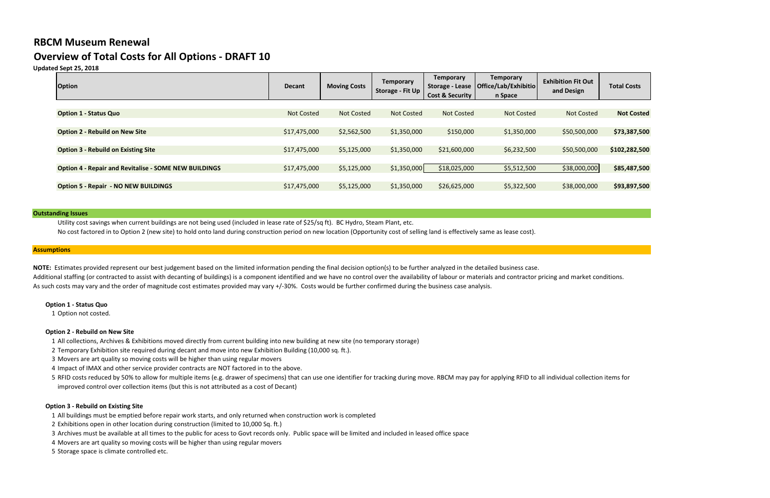# RBCM Museum Renewal

## Overview of Total Costs for All Options - DRAFT 10

**Updated Sept 25, 2018**

| Option | Decant | Moving Costs | Temporary Storage - Fit Up | Temporary Storage - Lease Cost & Security | Temporary Office/Lab/Exhibition Space | Exhibition Fit Out and Design | Total Costs |
|---|---|---|---|---|---|---|---|
| **Option 1 - Status Quo** | Not Costed | Not Costed | Not Costed | Not Costed | Not Costed | Not Costed | **Not Costed** |
| **Option 2 - Rebuild on New Site** | $17,475,000 | $2,562,500 | $1,350,000 | $150,000 | $1,350,000 | $50,500,000 | **$73,387,500** |
| **Option 3 - Rebuild on Existing Site** | $17,475,000 | $5,125,000 | $1,350,000 | $21,600,000 | $6,232,500 | $50,500,000 | **$102,282,500** |
| **Option 4 - Repair and Revitalise - SOME NEW BUILDINGS** | $17,475,000 | $5,125,000 | $1,350,000 | $18,025,000 | $5,512,500 | $38,000,000 | **$85,487,500** |
| **Option 5 - Repair - NO NEW BUILDINGS** | $17,475,000 | $5,125,000 | $1,350,000 | $26,625,000 | $5,322,500 | $38,000,000 | **$93,897,500** |

**Outstanding Issues**

Utility cost savings when current buildings are not being used (included in lease rate of $25/sq ft). BC Hydro, Steam Plant, etc.

No cost factored in to Option 2 (new site) to hold onto land during construction period on new location (Opportunity cost of selling land is effectively same as lease cost).

**Assumptions**

**NOTE:** Estimates provided represent our best judgement based on the limited information pending the final decision option(s) to be further analyzed in the detailed business case.
Additional staffing (or contracted to assist with decanting of buildings) is a component identified and we have no control over the availability of labour or materials and contractor pricing and market conditions.
As such costs may vary and the order of magnitude cost estimates provided may vary +/-30%. Costs would be further confirmed during the business case analysis.

**Option 1 - Status Quo**

1. Option not costed.

**Option 2 - Rebuild on New Site**

1. All collections, Archives & Exhibitions moved directly from current building into new building at new site (no temporary storage)
2. Temporary Exhibition site required during decant and move into new Exhibition Building (10,000 sq. ft.).
3. Movers are art quality so moving costs will be higher than using regular movers
4. Impact of IMAX and other service provider contracts are NOT factored in to the above.
5. RFID costs reduced by 50% to allow for multiple items (e.g. drawer of specimens) that can use one identifier for tracking during move. RBCM may pay for applying RFID to all individual collection items for improved control over collection items (but this is not attributed as a cost of Decant)

**Option 3 - Rebuild on Existing Site**

1. All buildings must be emptied before repair work starts, and only returned when construction work is completed
2. Exhibitions open in other location during construction (limited to 10,000 Sq. ft.)
3. Archives must be available at all times to the public for acess to Govt records only. Public space will be limited and included in leased office space
4. Movers are art quality so moving costs will be higher than using regular movers
5. Storage space is climate controlled etc.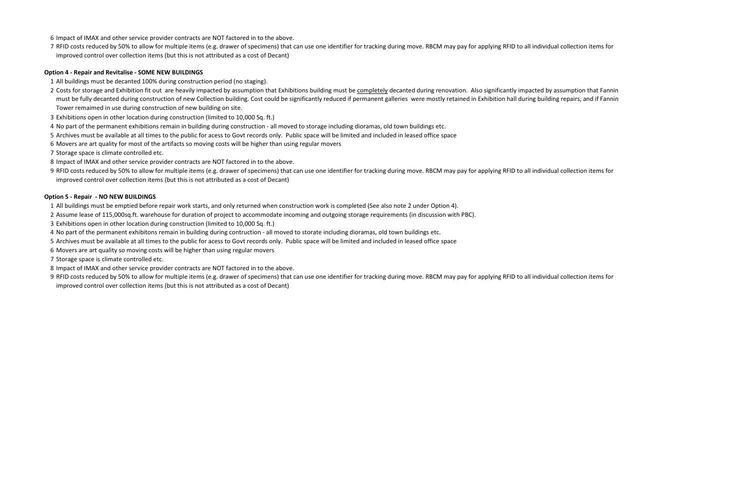6. Impact of IMAX and other service provider contracts are NOT factored in to the above.
7. RFID costs reduced by 50% to allow for multiple items (e.g. drawer of specimens) that can use one identifier for tracking during move. RBCM may pay for applying RFID to all individual collection items for improved control over collection items (but this is not attributed as a cost of Decant)

**Option 4 - Repair and Revitalise - SOME NEW BUILDINGS**

1. All buildings must be decanted 100% during construction period (no staging).
2. Costs for storage and Exhibition fit out are heavily impacted by assumption that Exhibitions building must be <u>completely</u> decanted during renovation. Also significantly impacted by assumption that Fannin must be fully decanted during construction of new Collection building. Cost could be significantly reduced if permanent galleries were mostly retained in Exhibition hall during building repairs, and if Fannin Tower remaimed in use during construction of new building on site.
3. Exhibitions open in other location during construction (limited to 10,000 Sq. ft.)
4. No part of the permanent exhibitions remain in building during construction - all moved to storage including dioramas, old town buildings etc.
5. Archives must be available at all times to the public for acess to Govt records only. Public space will be limited and included in leased office space
6. Movers are art quality for most of the artifacts so moving costs will be higher than using regular movers
7. Storage space is climate controlled etc.
8. Impact of IMAX and other service provider contracts are NOT factored in to the above.
9. RFID costs reduced by 50% to allow for multiple items (e.g. drawer of specimens) that can use one identifier for tracking during move. RBCM may pay for applying RFID to all individual collection items for improved control over collection items (but this is not attributed as a cost of Decant)

**Option 5 - Repair - NO NEW BUILDINGS**

1. All buildings must be emptied before repair work starts, and only returned when construction work is completed (See also note 2 under Option 4).
2. Assume lease of 115,000sq.ft. warehouse for duration of project to accommodate incoming and outgoing storage requirements (in discussion with PBC).
3. Exhibitions open in other location during construction (limited to 10,000 Sq. ft.)
4. No part of the permanent exhibitons remain in building during contruction - all moved to storate including dioramas, old town buildings etc.
5. Archives must be available at all times to the public for acess to Govt records only. Public space will be limited and included in leased office space
6. Movers are art quality so moving costs will be higher than using regular movers
7. Storage space is climate controlled etc.
8. Impact of IMAX and other service provider contracts are NOT factored in to the above.
9. RFID costs reduced by 50% to allow for multiple items (e.g. drawer of specimens) that can use one identifier for tracking during move. RBCM may pay for applying RFID to all individual collection items for improved control over collection items (but this is not attributed as a cost of Decant)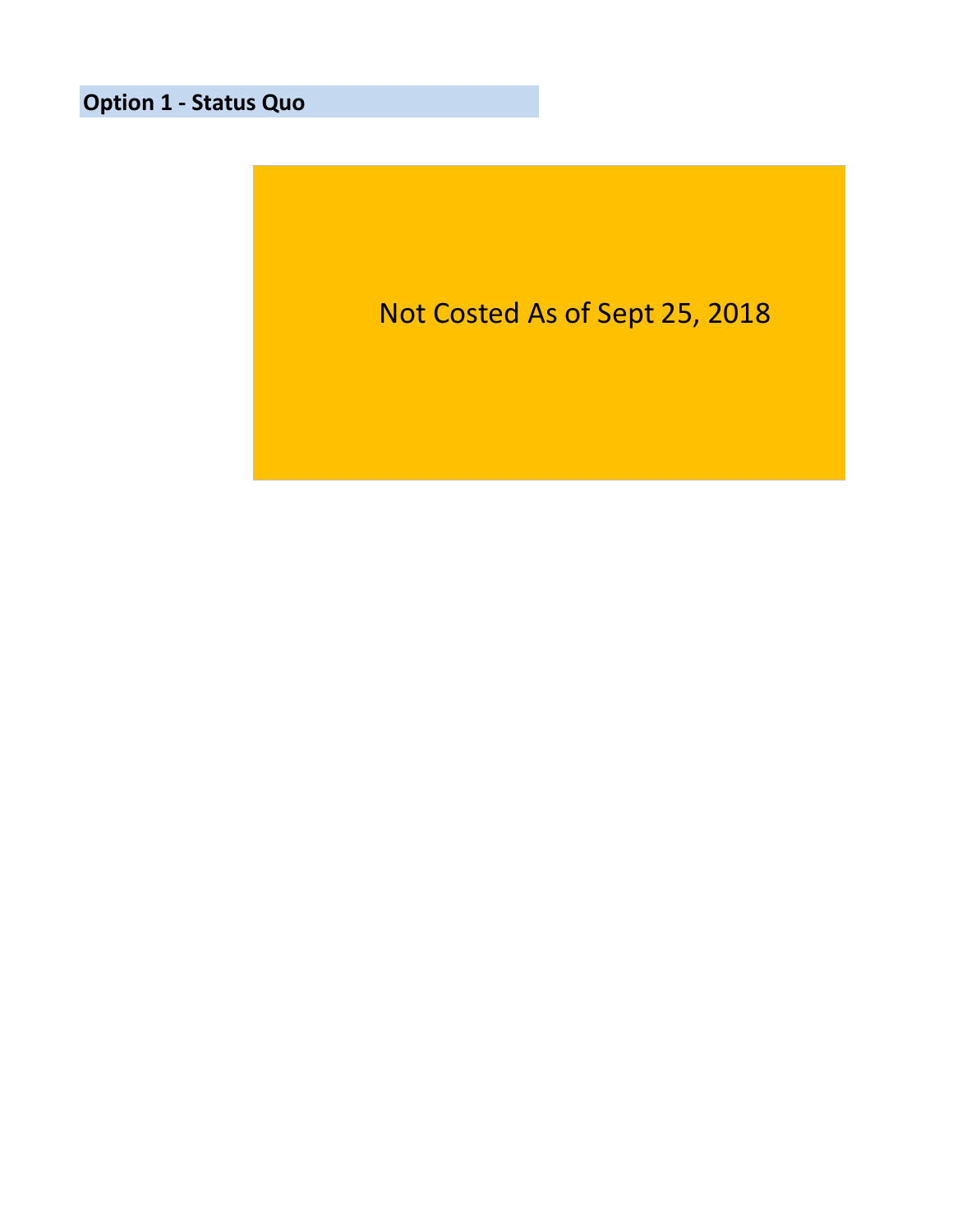**Option 1 - Status Quo**

Not Costed As of Sept 25, 2018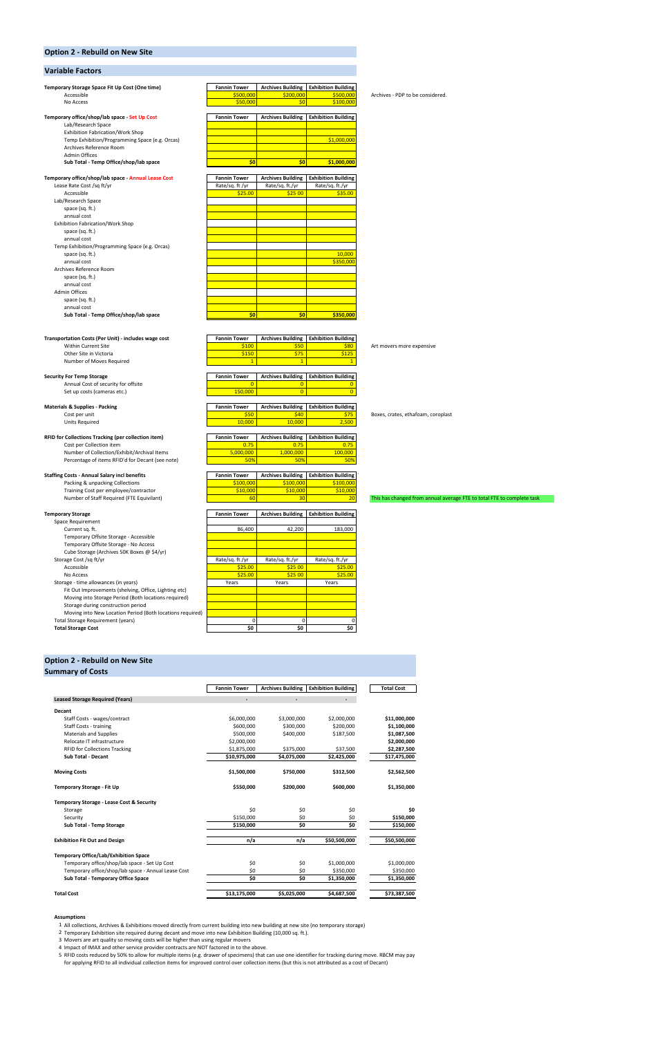## Option 2 - Rebuild on New Site

### Variable Factors

| Temporary Storage Space Fit Up Cost (One time) | Fannin Tower | Archives Building | Exhibition Building | |
|---|---|---|---|---|
| Accessible | $500,000 | $200,000 | $500,000 | Archives - PDP to be considered. |
| No Access | $50,000 | $0 | $100,000 | |

| Temporary office/shop/lab space - Set Up Cost | Fannin Tower | Archives Building | Exhibition Building |
|---|---|---|---|
| Lab/Research Space | | | |
| Exhibition Fabrication/Work Shop | | | |
| Temp Exhibition/Programming Space (e.g. Orcas) | | | $1,000,000 |
| Archives Reference Room | | | |
| Admin Offices | | | |
| **Sub Total - Temp Office/shop/lab space** | **$0** | **$0** | **$1,000,000** |

| Temporary office/shop/lab space - Annual Lease Cost | Fannin Tower | Archives Building | Exhibition Building |
|---|---|---|---|
| Lease Rate Cost /sq ft/yr | Rate/sq. ft /yr | Rate/sq. ft./yr | Rate/sq. ft./yr |
| Accessible | $25.00 | $25.00 | $35.00 |
| Lab/Research Space | | | |
| space (sq. ft.) | | | |
| annual cost | | | |
| Exhibition Fabrication/Work Shop | | | |
| space (sq. ft.) | | | |
| annual cost | | | |
| Temp Exhibition/Programming Space (e.g. Orcas) | | | |
| space (sq. ft.) | | | 10,000 |
| annual cost | | | $350,000 |
| Archives Reference Room | | | |
| space (sq. ft.) | | | |
| annual cost | | | |
| Admin Offices | | | |
| space (sq. ft.) | | | |
| annual cost | | | |
| **Sub Total - Temp Office/shop/lab space** | **$0** | **$0** | **$350,000** |

| Transportation Costs (Per Unit) - includes wage cost | Fannin Tower | Archives Building | Exhibition Building | |
|---|---|---|---|---|
| Within Current Site | $100 | $50 | $80 | Art movers more expensive |
| Other Site in Victoria | $150 | $75 | $125 | |
| Number of Moves Required | 1 | 1 | 1 | |

| Security For Temp Storage | Fannin Tower | Archives Building | Exhibition Building |
|---|---|---|---|
| Annual Cost of security for offsite | 0 | 0 | 0 |
| Set up costs (cameras etc.) | 150,000 | 0 | 0 |

| Materials & Supplies - Packing | Fannin Tower | Archives Building | Exhibition Building | |
|---|---|---|---|---|
| Cost per unit | $50 | $40 | $75 | Boxes, crates, ethafoam, coroplast |
| Units Required | 10,000 | 10,000 | 2,500 | |

| RFID for Collections Tracking (per collection item) | Fannin Tower | Archives Building | Exhibition Building |
|---|---|---|---|
| Cost per Collection item | 0.75 | 0.75 | 0.75 |
| Number of Collection/Exhibit/Archival Items | 5,000,000 | 1,000,000 | 100,000 |
| Percentage of items RFID'd for Decant (see note) | 50% | 50% | 50% |

| Staffing Costs - Annual Salary incl benefits | Fannin Tower | Archives Building | Exhibition Building | |
|---|---|---|---|---|
| Packing & unpacking Collections | $100,000 | $100,000 | $100,000 | |
| Training Cost per employee/contractor | $10,000 | $10,000 | $10,000 | |
| Number of Staff Required (FTE Equivilant) | 60 | 30 | 20 | This has changed from annual average FTE to total FTE to complete task |

| Temporary Storage | Fannin Tower | Archives Building | Exhibition Building |
|---|---|---|---|
| Space Requirement | | | |
| Current sq. ft. | 86,400 | 42,200 | 183,000 |
| Temporary Offsite Storage - Accessible | | | |
| Temporary Offsite Storage - No Access | | | |
| Cube Storage (Archives 50K Boxes @ $4/yr) | | | |
| Storage Cost /sq ft/yr | Rate/sq. ft /yr | Rate/sq. ft./yr | Rate/sq. ft./yr |
| Accessible | $25.00 | $25.00 | $25.00 |
| No Access | $25.00 | $25.00 | $25.00 |
| Storage - time allowances (in years) | Years | Years | Years |
| Fit Out Improvements (shelving, Office, Lighting etc) | | | |
| Moving into Storage Period (Both locations required) | | | |
| Storage during construction period | | | |
| Moving into New Location Period (Both locations required) | | | |
| Total Storage Requirement (years) | 0 | 0 | 0 |
| **Total Storage Cost** | **$0** | **$0** | **$0** |

## Option 2 - Rebuild on New Site
## Summary of Costs

| | Fannin Tower | Archives Building | Exhibition Building | Total Cost |
|---|---|---|---|---|
| **Leased Storage Required (Years)** | - | - | - | |
| **Decant** | | | | |
| Staff Costs - wages/contract | $6,000,000 | $3,000,000 | $2,000,000 | **$11,000,000** |
| Staff Costs - training | $600,000 | $300,000 | $200,000 | **$1,100,000** |
| Materials and Supplies | $500,000 | $400,000 | $187,500 | **$1,087,500** |
| Relocate IT infrastructure | $2,000,000 | | | **$2,000,000** |
| RFID for Collections Tracking | $1,875,000 | $375,000 | $37,500 | **$2,287,500** |
| **Sub Total - Decant** | **$10,975,000** | **$4,075,000** | **$2,425,000** | **$17,475,000** |
| **Moving Costs** | **$1,500,000** | **$750,000** | **$312,500** | **$2,562,500** |
| **Temporary Storage - Fit Up** | **$550,000** | **$200,000** | **$600,000** | **$1,350,000** |
| **Temporary Storage - Lease Cost & Security** | | | | |
| Storage | $0 | $0 | $0 | **$0** |
| Security | $150,000 | $0 | $0 | **$150,000** |
| **Sub Total - Temp Storage** | **$150,000** | **$0** | **$0** | **$150,000** |
| **Exhibition Fit Out and Design** | **n/a** | **n/a** | **$50,500,000** | **$50,500,000** |
| **Temporary Office/Lab/Exhibition Space** | | | | |
| Temporary office/shop/lab space - Set Up Cost | $0 | $0 | $1,000,000 | $1,000,000 |
| Temporary office/shop/lab space - Annual Lease Cost | $0 | $0 | $350,000 | $350,000 |
| **Sub Total - Temporary Office Space** | **$0** | **$0** | **$1,350,000** | **$1,350,000** |
| **Total Cost** | **$13,175,000** | **$5,025,000** | **$4,687,500** | **$73,387,500** |

**Assumptions**

1. All collections, Archives & Exhibitions moved directly from current building into new building at new site (no temporary storage)
2. Temporary Exhibition site required during decant and move into new Exhibition Building (10,000 sq. ft.).
3. Movers are art quality so moving costs will be higher than using regular movers
4. Impact of IMAX and other service provider contracts are NOT factored in to the above.
5. RFID costs reduced by 50% to allow for multiple items (e.g. drawer of specimens) that can use one identifier for tracking during move. RBCM may pay for applying RFID to all individual collection items for improved control over collection items (but this is not attributed as a cost of Decant)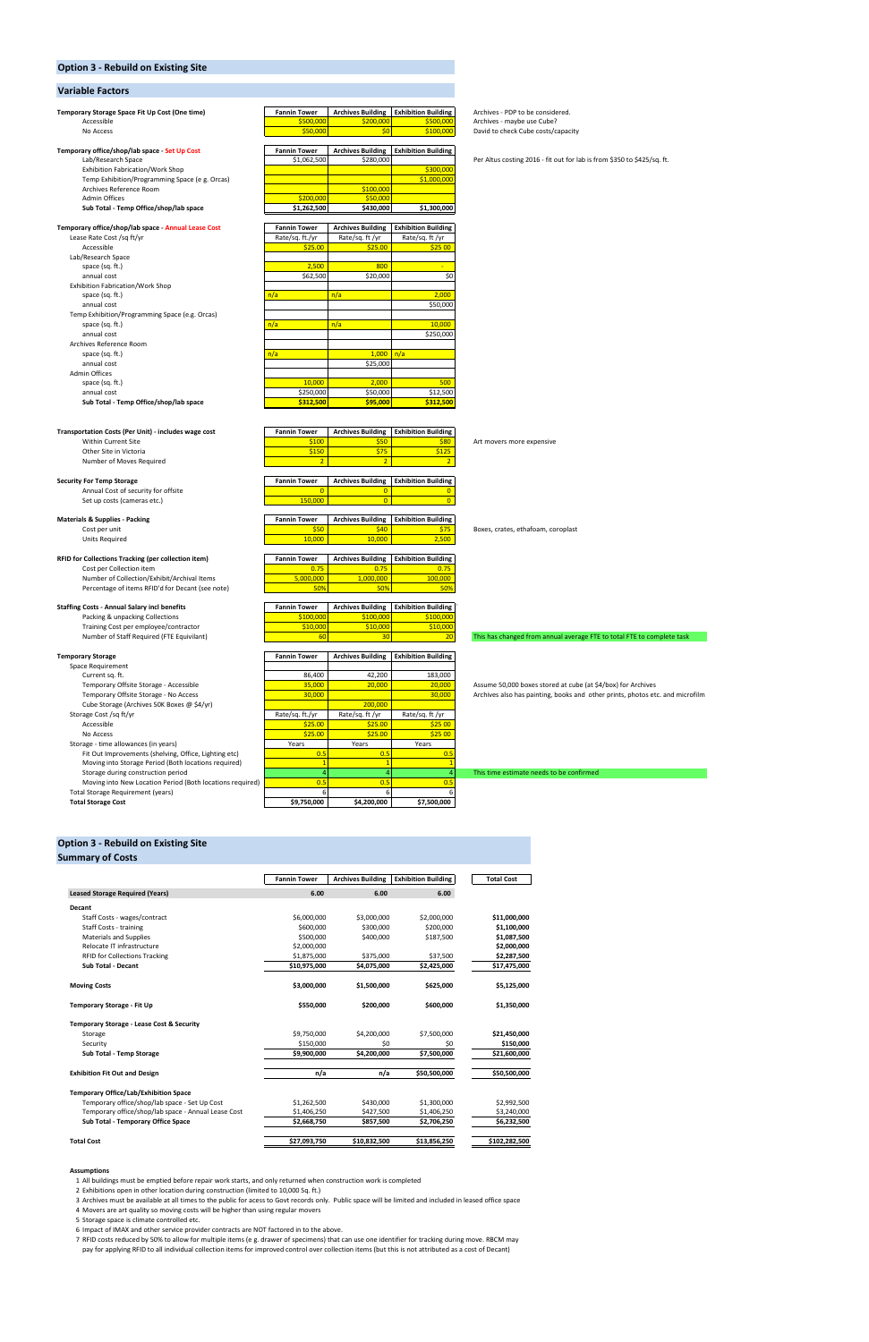## Option 3 - Rebuild on Existing Site

### Variable Factors

| Temporary Storage Space Fit Up Cost (One time) | Fannin Tower | Archives Building | Exhibition Building | |
|---|---|---|---|---|
| Accessible | $500,000 | $200,000 | $500,000 | Archives - PDP to be considered. Archives - maybe use Cube? |
| No Access | $50,000 | $0 | $100,000 | David to check Cube costs/capacity |

| Temporary office/shop/lab space - Set Up Cost | Fannin Tower | Archives Building | Exhibition Building | |
|---|---|---|---|---|
| Lab/Research Space | $1,062,500 | $280,000 | | Per Altus costing 2016 - fit out for lab is from $350 to $425/sq. ft. |
| Exhibition Fabrication/Work Shop | | | $300,000 | |
| Temp Exhibition/Programming Space (e.g. Orcas) | | | $1,000,000 | |
| Archives Reference Room | | $100,000 | | |
| Admin Offices | $200,000 | $50,000 | | |
| **Sub Total - Temp Office/shop/lab space** | **$1,262,500** | **$430,000** | **$1,300,000** | |

| Temporary office/shop/lab space - Annual Lease Cost | Fannin Tower | Archives Building | Exhibition Building |
|---|---|---|---|
| Lease Rate Cost /sq ft/yr | Rate/sq. ft /yr | Rate/sq. ft /yr | Rate/sq. ft /yr |
| Accessible | $25.00 | $25.00 | $25.00 |
| Lab/Research Space | | | |
| space (sq. ft.) | 2,500 | 800 | - |
| annual cost | $62,500 | $20,000 | $0 |
| Exhibition Fabrication/Work Shop | | | |
| space (sq. ft.) | n/a | n/a | 2,000 |
| annual cost | | | $50,000 |
| Temp Exhibition/Programming Space (e.g. Orcas) | | | |
| space (sq. ft.) | n/a | n/a | 10,000 |
| annual cost | | | $250,000 |
| Archives Reference Room | | | |
| space (sq. ft.) | n/a | 1,000 | n/a |
| annual cost | | $25,000 | |
| Admin Offices | | | |
| space (sq. ft.) | 10,000 | 2,000 | 500 |
| annual cost | $250,000 | $50,000 | $12,500 |
| **Sub Total - Temp Office/shop/lab space** | **$312,500** | **$95,000** | **$312,500** |

| Transportation Costs (Per Unit) - includes wage cost | Fannin Tower | Archives Building | Exhibition Building | |
|---|---|---|---|---|
| Within Current Site | $100 | $50 | $80 | Art movers more expensive |
| Other Site in Victoria | $150 | $75 | $125 | |
| Number of Moves Required | 2 | 2 | 2 | |

| Security For Temp Storage | Fannin Tower | Archives Building | Exhibition Building |
|---|---|---|---|
| Annual Cost of security for offsite | 0 | 0 | 0 |
| Set up costs (cameras etc.) | 150,000 | 0 | 0 |

| Materials & Supplies - Packing | Fannin Tower | Archives Building | Exhibition Building | |
|---|---|---|---|---|
| Cost per unit | $50 | $40 | $75 | Boxes, crates, ethafoam, coroplast |
| Units Required | 10,000 | 10,000 | 2,500 | |

| RFID for Collections Tracking (per collection item) | Fannin Tower | Archives Building | Exhibition Building |
|---|---|---|---|
| Cost per Collection item | 0.75 | 0.75 | 0.75 |
| Number of Collection/Exhibit/Archival Items | 5,000,000 | 1,000,000 | 100,000 |
| Percentage of items RFID'd for Decant (see note) | 50% | 50% | 50% |

| Staffing Costs - Annual Salary incl benefits | Fannin Tower | Archives Building | Exhibition Building | |
|---|---|---|---|---|
| Packing & unpacking Collections | $100,000 | $100,000 | $100,000 | |
| Training Cost per employee/contractor | $10,000 | $10,000 | $10,000 | |
| Number of Staff Required (FTE Equivilant) | 60 | 30 | 20 | This has changed from annual average FTE to total FTE to complete task |

| Temporary Storage | Fannin Tower | Archives Building | Exhibition Building | |
|---|---|---|---|---|
| Space Requirement | | | | |
| Current sq. ft. | 86,400 | 42,200 | 183,000 | |
| Temporary Offsite Storage - Accessible | 35,000 | 20,000 | 20,000 | Assume 50,000 boxes stored at cube (at $4/box) for Archives |
| Temporary Offsite Storage - No Access | 30,000 | | 30,000 | Archives also has painting, books and other prints, photos etc. and microfilm |
| Cube Storage (Archives 50K Boxes @ $4/yr) | | 200,000 | | |
| Storage Cost /sq ft/yr | Rate/sq. ft /yr | Rate/sq. ft /yr | Rate/sq. ft /yr | |
| Accessible | $25.00 | $25.00 | $25.00 | |
| No Access | $25.00 | $25.00 | $25.00 | |
| Storage - time allowances (in years) | Years | Years | Years | |
| Fit Out Improvements (shelving, Office, Lighting etc) | 0.5 | 0.5 | 0.5 | |
| Moving into Storage Period (Both locations required) | 1 | 1 | 1 | |
| Storage during construction period | 4 | 4 | 4 | This time estimate needs to be confirmed |
| Moving into New Location Period (Both locations required) | 0.5 | 0.5 | 0.5 | |
| Total Storage Requirement (years) | 6 | 6 | 6 | |
| **Total Storage Cost** | **$9,750,000** | **$4,200,000** | **$7,500,000** | |

## Option 3 - Rebuild on Existing Site

### Summary of Costs

| | Fannin Tower | Archives Building | Exhibition Building | Total Cost |
|---|---|---|---|---|
| **Leased Storage Required (Years)** | **6.00** | **6.00** | **6.00** | |
| **Decant** | | | | |
| Staff Costs - wages/contract | $6,000,000 | $3,000,000 | $2,000,000 | **$11,000,000** |
| Staff Costs - training | $600,000 | $300,000 | $200,000 | **$1,100,000** |
| Materials and Supplies | $500,000 | $400,000 | $187,500 | **$1,087,500** |
| Relocate IT infrastructure | $2,000,000 | | | **$2,000,000** |
| RFID for Collections Tracking | $1,875,000 | $375,000 | $37,500 | **$2,287,500** |
| **Sub Total - Decant** | **$10,975,000** | **$4,075,000** | **$2,425,000** | **$17,475,000** |
| **Moving Costs** | **$3,000,000** | **$1,500,000** | **$625,000** | **$5,125,000** |
| **Temporary Storage - Fit Up** | **$550,000** | **$200,000** | **$600,000** | **$1,350,000** |
| **Temporary Storage - Lease Cost & Security** | | | | |
| Storage | $9,750,000 | $4,200,000 | $7,500,000 | **$21,450,000** |
| Security | $150,000 | $0 | $0 | **$150,000** |
| **Sub Total - Temp Storage** | **$9,900,000** | **$4,200,000** | **$7,500,000** | **$21,600,000** |
| **Exhibition Fit Out and Design** | **n/a** | **n/a** | **$50,500,000** | **$50,500,000** |
| **Temporary Office/Lab/Exhibition Space** | | | | |
| Temporary office/shop/lab space - Set Up Cost | $1,262,500 | $430,000 | $1,300,000 | $2,992,500 |
| Temporary office/shop/lab space - Annual Lease Cost | $1,406,250 | $427,500 | $1,406,250 | $3,240,000 |
| **Sub Total - Temporary Office Space** | **$2,668,750** | **$857,500** | **$2,706,250** | **$6,232,500** |
| **Total Cost** | **$27,093,750** | **$10,832,500** | **$13,856,250** | **$102,282,500** |

**Assumptions**

1. All buildings must be emptied before repair work starts, and only returned when construction work is completed
2. Exhibitions open in other location during construction (limited to 10,000 Sq. ft.)
3. Archives must be available at all times to the public for acess to Govt records only. Public space will be limited and included in leased office space
4. Movers are art quality so moving costs will be higher than using regular movers
5. Storage space is climate controlled etc.
6. Impact of IMAX and other service provider contracts are NOT factored in to the above.
7. RFID costs reduced by 50% to allow for multiple items (e.g. drawer of specimens) that can use one identifier for tracking during move. RBCM may pay for applying RFID to all individual collection items for improved control over collection items (but this is not attributed as a cost of Decant)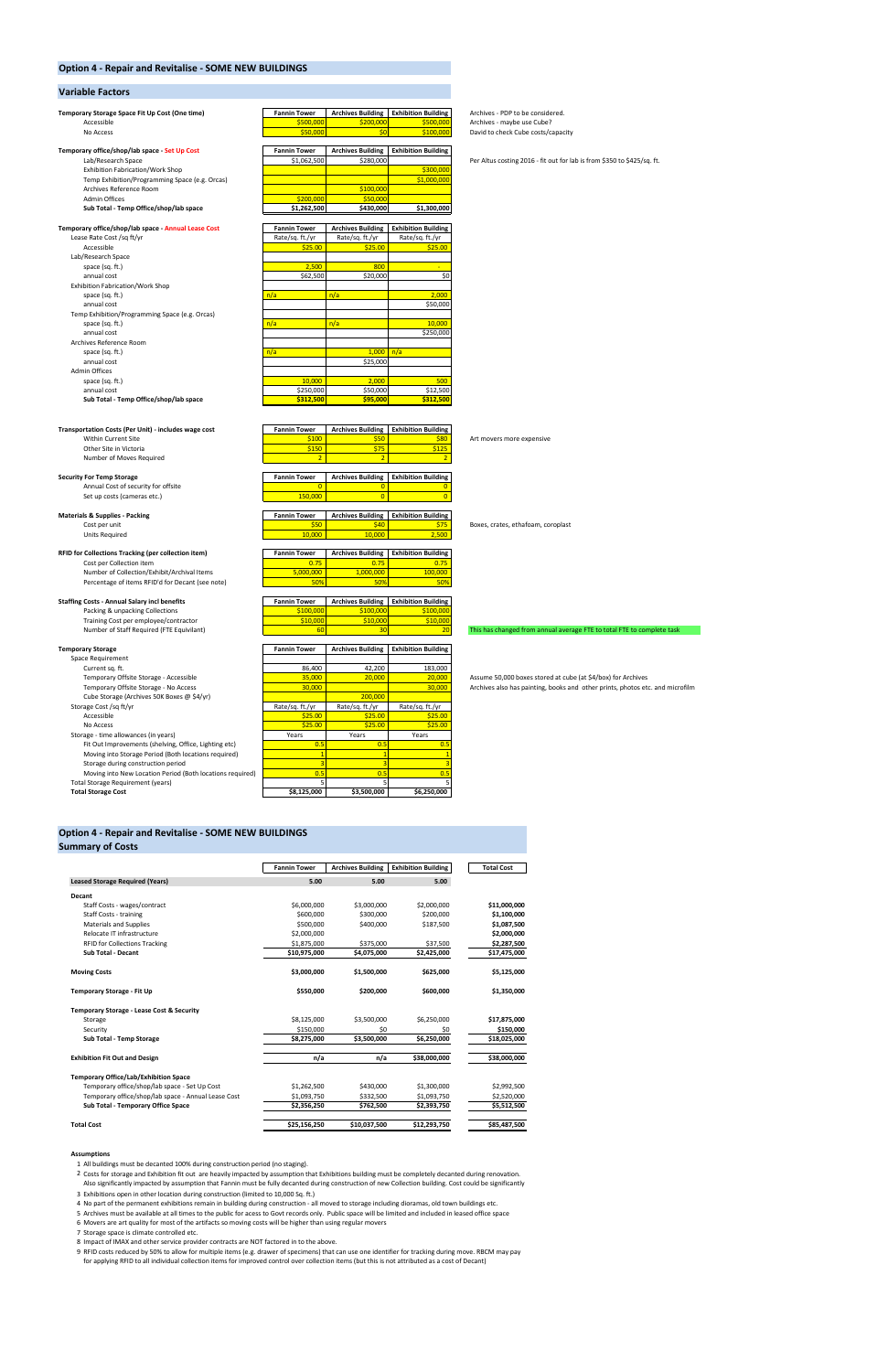## Option 4 - Repair and Revitalise - SOME NEW BUILDINGS

### Variable Factors

| Temporary Storage Space Fit Up Cost (One time) | Fannin Tower | Archives Building | Exhibition Building | |
|---|---|---|---|---|
| Accessible | $500,000 | $200,000 | $500,000 | Archives - PDP to be considered. Archives - maybe use Cube? |
| No Access | $50,000 | $0 | $100,000 | David to check Cube costs/capacity |

| Temporary office/shop/lab space - Set Up Cost | Fannin Tower | Archives Building | Exhibition Building | |
|---|---|---|---|---|
| Lab/Research Space | $1,062,500 | $280,000 | | Per Altus costing 2016 - fit out for lab is from $350 to $425/sq. ft. |
| Exhibition Fabrication/Work Shop | | | $300,000 | |
| Temp Exhibition/Programming Space (e.g. Orcas) | | | $1,000,000 | |
| Archives Reference Room | | $100,000 | | |
| Admin Offices | $200,000 | $50,000 | | |
| **Sub Total - Temp Office/shop/lab space** | **$1,262,500** | **$430,000** | **$1,300,000** | |

| Temporary office/shop/lab space - Annual Lease Cost | Fannin Tower | Archives Building | Exhibition Building |
|---|---|---|---|
| Lease Rate Cost /sq ft/yr | Rate/sq. ft./yr | Rate/sq. ft./yr | Rate/sq. ft./yr |
| Accessible | $25.00 | $25.00 | $25.00 |
| Lab/Research Space | | | |
| space (sq. ft.) | 2,500 | 800 | - |
| annual cost | $62,500 | $20,000 | $0 |
| Exhibition Fabrication/Work Shop | | | |
| space (sq. ft.) | n/a | n/a | 2,000 |
| annual cost | | | $50,000 |
| Temp Exhibition/Programming Space (e.g. Orcas) | | | |
| space (sq. ft.) | n/a | n/a | 10,000 |
| annual cost | | | $250,000 |
| Archives Reference Room | | | |
| space (sq. ft.) | n/a | 1,000 | n/a |
| annual cost | | $25,000 | |
| Admin Offices | | | |
| space (sq. ft.) | 10,000 | 2,000 | 500 |
| annual cost | $250,000 | $50,000 | $12,500 |
| **Sub Total - Temp Office/shop/lab space** | **$312,500** | **$95,000** | **$312,500** |

| Transportation Costs (Per Unit) - includes wage cost | Fannin Tower | Archives Building | Exhibition Building | |
|---|---|---|---|---|
| Within Current Site | $100 | $50 | $80 | Art movers more expensive |
| Other Site in Victoria | $150 | $75 | $125 | |
| Number of Moves Required | 2 | 2 | 2 | |

| Security For Temp Storage | Fannin Tower | Archives Building | Exhibition Building |
|---|---|---|---|
| Annual Cost of security for offsite | 0 | 0 | 0 |
| Set up costs (cameras etc.) | 150,000 | 0 | 0 |

| Materials & Supplies - Packing | Fannin Tower | Archives Building | Exhibition Building | |
|---|---|---|---|---|
| Cost per unit | $50 | $40 | $75 | Boxes, crates, ethafoam, coroplast |
| Units Required | 10,000 | 10,000 | 2,500 | |

| RFID for Collections Tracking (per collection item) | Fannin Tower | Archives Building | Exhibition Building |
|---|---|---|---|
| Cost per Collection item | 0.75 | 0.75 | 0.75 |
| Number of Collection/Exhibit/Archival Items | 5,000,000 | 1,000,000 | 100,000 |
| Percentage of items RFID'd for Decant (see note) | 50% | 50% | 50% |

| Staffing Costs - Annual Salary incl benefits | Fannin Tower | Archives Building | Exhibition Building | |
|---|---|---|---|---|
| Packing & unpacking Collections | $100,000 | $100,000 | $100,000 | |
| Training Cost per employee/contractor | $10,000 | $10,000 | $10,000 | |
| Number of Staff Required (FTE Equivilant) | 60 | 30 | 20 | This has changed from annual average FTE to total FTE to complete task |

| Temporary Storage | Fannin Tower | Archives Building | Exhibition Building | |
|---|---|---|---|---|
| Space Requirement | | | | |
| Current sq. ft. | 86,400 | 42,200 | 183,000 | |
| Temporary Offsite Storage - Accessible | 35,000 | 20,000 | 20,000 | Assume 50,000 boxes stored at cube (at $4/box) for Archives |
| Temporary Offsite Storage - No Access | 30,000 | | 30,000 | Archives also has painting, books and other prints, photos etc. and microfilm |
| Cube Storage (Archives 50K Boxes @ $4/yr) | | 200,000 | | |
| Storage Cost /sq ft/yr | Rate/sq. ft./yr | Rate/sq. ft./yr | Rate/sq. ft./yr | |
| Accessible | $25.00 | $25.00 | $25.00 | |
| No Access | $25.00 | $25.00 | $25.00 | |
| Storage - time allowances (in years) | Years | Years | Years | |
| Fit Out Improvements (shelving, Office, Lighting etc) | 0.5 | 0.5 | 0.5 | |
| Moving into Storage Period (Both locations required) | 1 | 1 | 1 | |
| Storage during construction period | 3 | 3 | 3 | |
| Moving into New Location Period (Both locations required) | 0.5 | 0.5 | 0.5 | |
| Total Storage Requirement (years) | 5 | 5 | 5 | |
| **Total Storage Cost** | **$8,125,000** | **$3,500,000** | **$6,250,000** | |

## Option 4 - Repair and Revitalise - SOME NEW BUILDINGS
### Summary of Costs

| | Fannin Tower | Archives Building | Exhibition Building | Total Cost |
|---|---|---|---|---|
| **Leased Storage Required (Years)** | **5.00** | **5.00** | **5.00** | |
| **Decant** | | | | |
| Staff Costs - wages/contract | $6,000,000 | $3,000,000 | $2,000,000 | $11,000,000 |
| Staff Costs - training | $600,000 | $300,000 | $200,000 | $1,100,000 |
| Materials and Supplies | $500,000 | $400,000 | $187,500 | $1,087,500 |
| Relocate IT infrastructure | $2,000,000 | | | $2,000,000 |
| RFID for Collections Tracking | $1,875,000 | $375,000 | $37,500 | $2,287,500 |
| **Sub Total - Decant** | **$10,975,000** | **$4,075,000** | **$2,425,000** | **$17,475,000** |
| **Moving Costs** | **$3,000,000** | **$1,500,000** | **$625,000** | **$5,125,000** |
| **Temporary Storage - Fit Up** | **$550,000** | **$200,000** | **$600,000** | **$1,350,000** |
| **Temporary Storage - Lease Cost & Security** | | | | |
| Storage | $8,125,000 | $3,500,000 | $6,250,000 | $17,875,000 |
| Security | $150,000 | $0 | $0 | $150,000 |
| **Sub Total - Temp Storage** | **$8,275,000** | **$3,500,000** | **$6,250,000** | **$18,025,000** |
| **Exhibition Fit Out and Design** | **n/a** | **n/a** | **$38,000,000** | **$38,000,000** |
| **Temporary Office/Lab/Exhibition Space** | | | | |
| Temporary office/shop/lab space - Set Up Cost | $1,262,500 | $430,000 | $1,300,000 | $2,992,500 |
| Temporary office/shop/lab space - Annual Lease Cost | $1,093,750 | $332,500 | $1,093,750 | $2,520,000 |
| **Sub Total - Temporary Office Space** | **$2,356,250** | **$762,500** | **$2,393,750** | **$5,512,500** |
| **Total Cost** | **$25,156,250** | **$10,037,500** | **$12,293,750** | **$85,487,500** |

**Assumptions**

1. All buildings must be decanted 100% during construction period (no staging).
2. Costs for storage and Exhibition fit out are heavily impacted by assumption that Exhibitions building must be completely decanted during renovation. Also significantly impacted by assumption that Fannin must be fully decanted during construction of new Collection building. Cost could be significantly
3. Exhibitions open in other location during construction (limited to 10,000 Sq. ft.)
4. No part of the permanent exhibitions remain in building during construction - all moved to storage including dioramas, old town buildings etc.
5. Archives must be available at all times to the public for acess to Govt records only. Public space will be limited and included in leased office space
6. Movers are art quality for most of the artifacts so moving costs will be higher than using regular movers
7. Storage space is climate controlled etc.
8. Impact of IMAX and other service provider contracts are NOT factored in to the above.
9. RFID costs reduced by 50% to allow for multiple items (e.g. drawer of specimens) that can use one identifier for tracking during move. RBCM may pay for applying RFID to all individual collection items for improved control over collection items (but this is not attributed as a cost of Decant)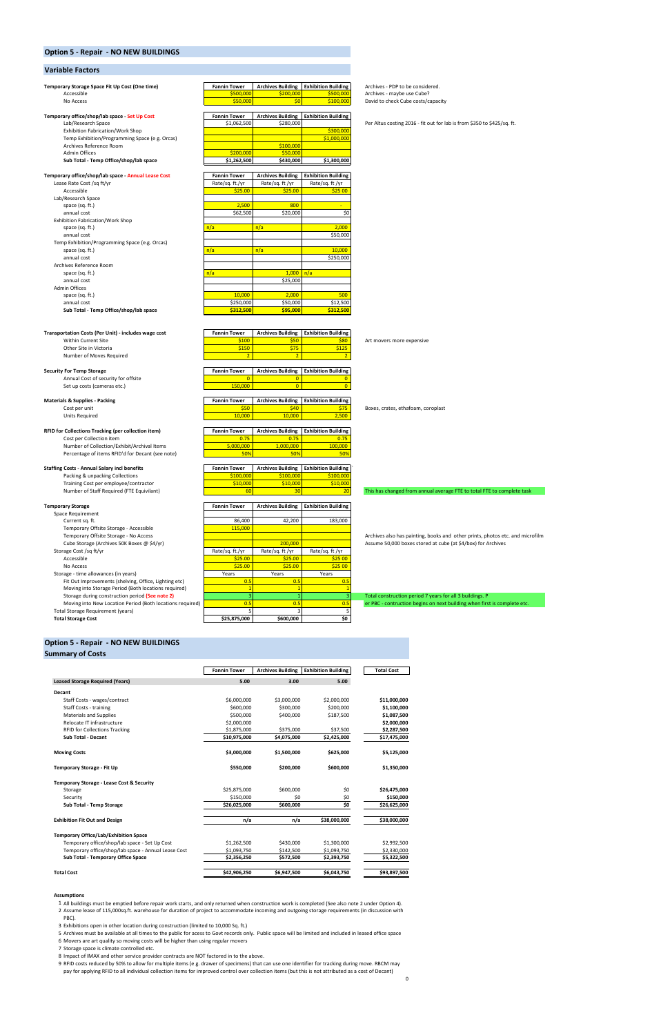## Option 5 - Repair - NO NEW BUILDINGS

### Variable Factors

| Temporary Storage Space Fit Up Cost (One time) | Fannin Tower | Archives Building | Exhibition Building | |
|---|---|---|---|---|
| Accessible | $500,000 | $200,000 | $500,000 | Archives - PDP to be considered. |
| No Access | $50,000 | $0 | $100,000 | Archives - maybe use Cube? |
| | | | | David to check Cube costs/capacity |

| Temporary office/shop/lab space - Set Up Cost | Fannin Tower | Archives Building | Exhibition Building | |
|---|---|---|---|---|
| Lab/Research Space | $1,062,500 | $280,000 | | Per Altus costing 2016 - fit out for lab is from $350 to $425/sq. ft. |
| Exhibition Fabrication/Work Shop | | | $300,000 | |
| Temp Exhibition/Programming Space (e g. Orcas) | | | $1,000,000 | |
| Archives Reference Room | | $100,000 | | |
| Admin Offices | $200,000 | $50,000 | | |
| Sub Total - Temp Office/shop/lab space | $1,262,500 | $430,000 | $1,300,000 | |

| Temporary office/shop/lab space - Annual Lease Cost | Fannin Tower | Archives Building | Exhibition Building |
|---|---|---|---|
| Lease Rate Cost /sq ft/yr | Rate/sq. ft /yr | Rate/sq. ft /yr | Rate/sq. ft /yr |
| Accessible | $25.00 | $25.00 | $25.00 |
| Lab/Research Space | | | |
| space (sq. ft.) | 2,500 | 800 | - |
| annual cost | $62,500 | $20,000 | $0 |
| Exhibition Fabrication/Work Shop | | | |
| space (sq. ft.) | n/a | n/a | 2,000 |
| annual cost | | | $50,000 |
| Temp Exhibition/Programming Space (e.g. Orcas) | | | |
| space (sq. ft.) | n/a | n/a | 10,000 |
| annual cost | | | $250,000 |
| Archives Reference Room | | | |
| space (sq. ft.) | n/a | 1,000 | n/a |
| annual cost | | $25,000 | |
| Admin Offices | | | |
| space (sq. ft.) | 10,000 | 2,000 | 500 |
| annual cost | $250,000 | $50,000 | $12,500 |
| Sub Total - Temp Office/shop/lab space | $312,500 | $95,000 | $312,500 |

| Transportation Costs (Per Unit) - includes wage cost | Fannin Tower | Archives Building | Exhibition Building | |
|---|---|---|---|---|
| Within Current Site | $100 | $50 | $80 | Art movers more expensive |
| Other Site in Victoria | $150 | $75 | $125 | |
| Number of Moves Required | 2 | 2 | 2 | |

| Security For Temp Storage | Fannin Tower | Archives Building | Exhibition Building |
|---|---|---|---|
| Annual Cost of security for offsite | 0 | 0 | 0 |
| Set up costs (cameras etc.) | 150,000 | 0 | 0 |

| Materials & Supplies - Packing | Fannin Tower | Archives Building | Exhibition Building | |
|---|---|---|---|---|
| Cost per unit | $50 | $40 | $75 | Boxes, crates, ethafoam, coroplast |
| Units Required | 10,000 | 10,000 | 2,500 | |

| RFID for Collections Tracking (per collection item) | Fannin Tower | Archives Building | Exhibition Building |
|---|---|---|---|
| Cost per Collection item | 0.75 | 0.75 | 0.75 |
| Number of Collection/Exhibit/Archival Items | 5,000,000 | 1,000,000 | 100,000 |
| Percentage of items RFID'd for Decant (see note) | 50% | 50% | 50% |

| Staffing Costs - Annual Salary incl benefits | Fannin Tower | Archives Building | Exhibition Building | |
|---|---|---|---|---|
| Packing & unpacking Collections | $100,000 | $100,000 | $100,000 | |
| Training Cost per employee/contractor | $10,000 | $10,000 | $10,000 | |
| Number of Staff Required (FTE Equivilant) | 60 | 30 | 20 | This has changed from annual average FTE to total FTE to complete task |

| Temporary Storage | Fannin Tower | Archives Building | Exhibition Building | |
|---|---|---|---|---|
| Space Requirement | | | | |
| Current sq. ft. | 86,400 | 42,200 | 183,000 | |
| Temporary Offsite Storage - Accessible | 115,000 | | | |
| Temporary Offsite Storage - No Access | | | | Archives also has painting, books and other prints, photos etc. and microfilm |
| Cube Storage (Archives 50K Boxes @ $4/yr) | | 200,000 | | Assume 50,000 boxes stored at cube (at $4/box) for Archives |
| Storage Cost /sq ft/yr | Rate/sq. ft /yr | Rate/sq. ft /yr | Rate/sq. ft /yr | |
| Accessible | $25.00 | $25.00 | $25.00 | |
| No Access | $25.00 | $25.00 | $25.00 | |
| Storage - time allowances (in years) | Years | Years | Years | |
| Fit Out Improvements (shelving, Office, Lighting etc) | 0.5 | 0.5 | 0.5 | |
| Moving into Storage Period (Both locations required) | 1 | 1 | 1 | |
| Storage during construction period (See note 2) | 3 | 1 | 3 | Total construction period 7 years for all 3 buildings. P |
| Moving into New Location Period (Both locations required) | 0.5 | 0.5 | 0.5 | er PBC - contruction begins on next building when first is complete etc. |
| Total Storage Requirement (years) | 5 | 3 | 5 | |
| Total Storage Cost | $25,875,000 | $600,000 | $0 | |

## Option 5 - Repair - NO NEW BUILDINGS

### Summary of Costs

| | Fannin Tower | Archives Building | Exhibition Building | Total Cost |
|---|---|---|---|---|
| Leased Storage Required (Years) | 5.00 | 3.00 | 5.00 | |
| **Decant** | | | | |
| Staff Costs - wages/contract | $6,000,000 | $3,000,000 | $2,000,000 | $11,000,000 |
| Staff Costs - training | $600,000 | $300,000 | $200,000 | $1,100,000 |
| Materials and Supplies | $500,000 | $400,000 | $187,500 | $1,087,500 |
| Relocate IT infrastructure | $2,000,000 | | | $2,000,000 |
| RFID for Collections Tracking | $1,875,000 | $375,000 | $37,500 | $2,287,500 |
| Sub Total - Decant | $10,975,000 | $4,075,000 | $2,425,000 | $17,475,000 |
| **Moving Costs** | $3,000,000 | $1,500,000 | $625,000 | $5,125,000 |
| **Temporary Storage - Fit Up** | $550,000 | $200,000 | $600,000 | $1,350,000 |
| **Temporary Storage - Lease Cost & Security** | | | | |
| Storage | $25,875,000 | $600,000 | $0 | $26,475,000 |
| Security | $150,000 | $0 | $0 | $150,000 |
| Sub Total - Temp Storage | $26,025,000 | $600,000 | $0 | $26,625,000 |
| **Exhibition Fit Out and Design** | n/a | n/a | $38,000,000 | $38,000,000 |
| **Temporary Office/Lab/Exhibition Space** | | | | |
| Temporary office/shop/lab space - Set Up Cost | $1,262,500 | $430,000 | $1,300,000 | $2,992,500 |
| Temporary office/shop/lab space - Annual Lease Cost | $1,093,750 | $142,500 | $1,093,750 | $2,330,000 |
| Sub Total - Temporary Office Space | $2,356,250 | $572,500 | $2,393,750 | $5,322,500 |
| **Total Cost** | $42,906,250 | $6,947,500 | $6,043,750 | $93,897,500 |

**Assumptions**

1 All buildings must be emptied before repair work starts, and only returned when construction work is completed (See also note 2 under Option 4).
2 Assume lease of 115,000sq.ft. warehouse for duration of project to accommodate incoming and outgoing storage requirements (in discussion with PBC).
3 Exhibitions open in other location during construction (limited to 10,000 Sq. ft.)
5 Archives must be available at all times to the public for acess to Govt records only. Public space will be limited and included in leased office space
6 Movers are art quality so moving costs will be higher than using regular movers
7 Storage space is climate controlled etc.
8 Impact of IMAX and other service provider contracts are NOT factored in to the above.
9 RFID costs reduced by 50% to allow for multiple items (e g. drawer of specimens) that can use one identifier for tracking during move. RBCM may pay for applying RFID to all individual collection items for improved control over collection items (but this is not attributed as a cost of Decant)